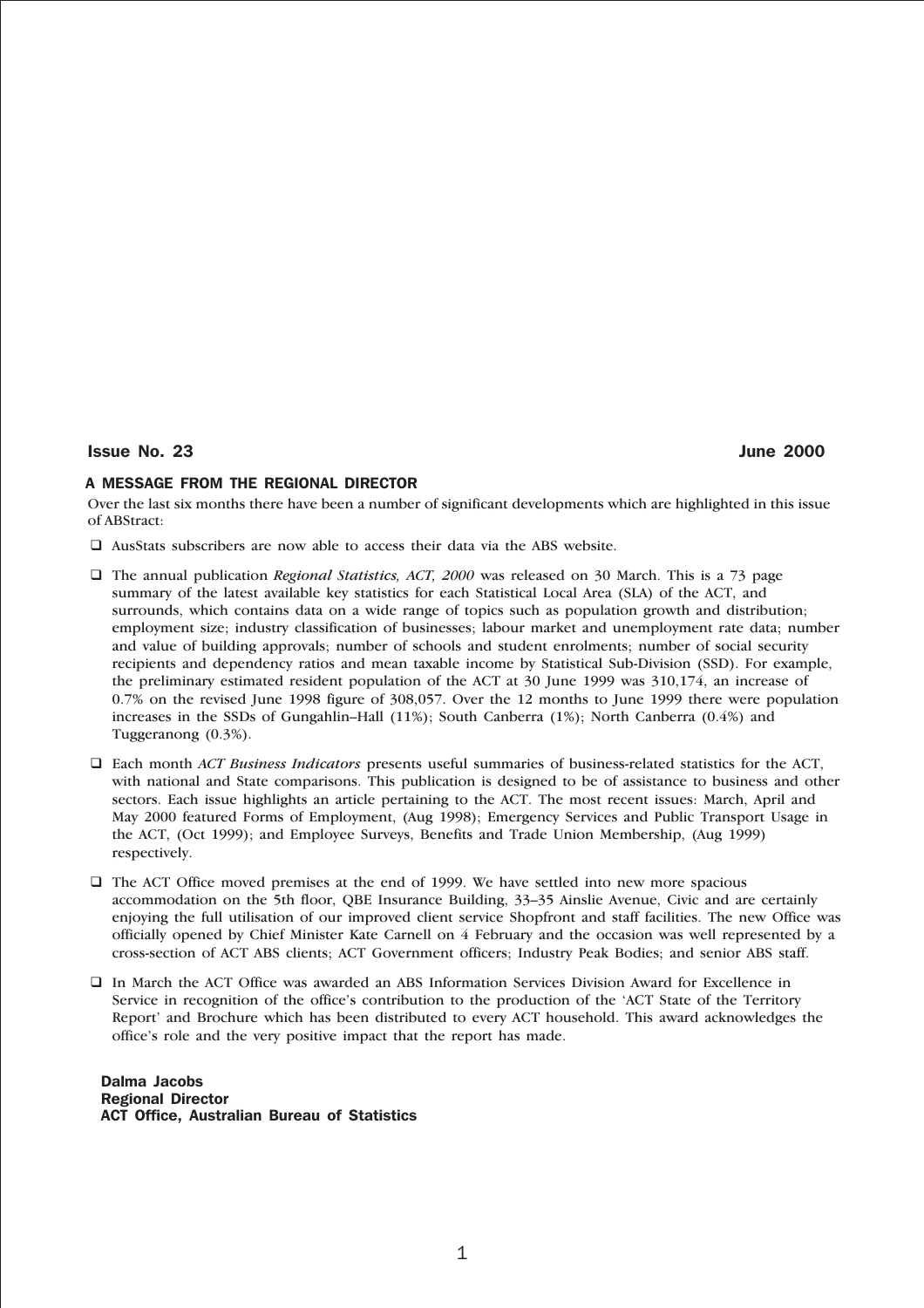**Issue No. 23** **June 2000**

## A MESSAGE FROM THE REGIONAL DIRECTOR

Over the last six months there have been a number of significant developments which are highlighted in this issue of ABStract:

- AusStats subscribers are now able to access their data via the ABS website.
- The annual publication *Regional Statistics, ACT, 2000* was released on 30 March. This is a 73 page summary of the latest available key statistics for each Statistical Local Area (SLA) of the ACT, and surrounds, which contains data on a wide range of topics such as population growth and distribution; employment size; industry classification of businesses; labour market and unemployment rate data; number and value of building approvals; number of schools and student enrolments; number of social security recipients and dependency ratios and mean taxable income by Statistical Sub-Division (SSD). For example, the preliminary estimated resident population of the ACT at 30 June 1999 was 310,174, an increase of 0.7% on the revised June 1998 figure of 308,057. Over the 12 months to June 1999 there were population increases in the SSDs of Gungahlin–Hall (11%); South Canberra (1%); North Canberra (0.4%) and Tuggeranong (0.3%).
- Each month *ACT Business Indicators* presents useful summaries of business-related statistics for the ACT, with national and State comparisons. This publication is designed to be of assistance to business and other sectors. Each issue highlights an article pertaining to the ACT. The most recent issues: March, April and May 2000 featured Forms of Employment, (Aug 1998); Emergency Services and Public Transport Usage in the ACT, (Oct 1999); and Employee Surveys, Benefits and Trade Union Membership, (Aug 1999) respectively.
- The ACT Office moved premises at the end of 1999. We have settled into new more spacious accommodation on the 5th floor, QBE Insurance Building, 33–35 Ainslie Avenue, Civic and are certainly enjoying the full utilisation of our improved client service Shopfront and staff facilities. The new Office was officially opened by Chief Minister Kate Carnell on 4 February and the occasion was well represented by a cross-section of ACT ABS clients; ACT Government officers; Industry Peak Bodies; and senior ABS staff.
- In March the ACT Office was awarded an ABS Information Services Division Award for Excellence in Service in recognition of the office's contribution to the production of the 'ACT State of the Territory Report' and Brochure which has been distributed to every ACT household. This award acknowledges the office's role and the very positive impact that the report has made.

**Dalma Jacobs**
**Regional Director**
**ACT Office, Australian Bureau of Statistics**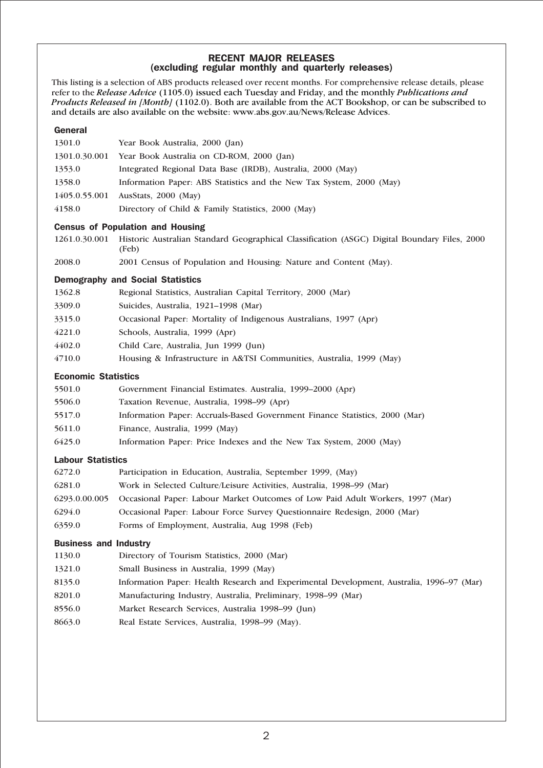## RECENT MAJOR RELEASES
### (excluding regular monthly and quarterly releases)

This listing is a selection of ABS products released over recent months. For comprehensive release details, please refer to the *Release Advice* (1105.0) issued each Tuesday and Friday, and the monthly *Publications and Products Released in [Month]* (1102.0). Both are available from the ACT Bookshop, or can be subscribed to and details are also available on the website: www.abs.gov.au/News/Release Advices.

### General

| | |
|---|---|
| 1301.0 | Year Book Australia, 2000 (Jan) |
| 1301.0.30.001 | Year Book Australia on CD-ROM, 2000 (Jan) |
| 1353.0 | Integrated Regional Data Base (IRDB), Australia, 2000 (May) |
| 1358.0 | Information Paper: ABS Statistics and the New Tax System, 2000 (May) |
| 1405.0.55.001 | AusStats, 2000 (May) |
| 4158.0 | Directory of Child & Family Statistics, 2000 (May) |

### Census of Population and Housing

| | |
|---|---|
| 1261.0.30.001 | Historic Australian Standard Geographical Classification (ASGC) Digital Boundary Files, 2000 (Feb) |
| 2008.0 | 2001 Census of Population and Housing: Nature and Content (May). |

### Demography and Social Statistics

| | |
|---|---|
| 1362.8 | Regional Statistics, Australian Capital Territory, 2000 (Mar) |
| 3309.0 | Suicides, Australia, 1921–1998 (Mar) |
| 3315.0 | Occasional Paper: Mortality of Indigenous Australians, 1997 (Apr) |
| 4221.0 | Schools, Australia, 1999 (Apr) |
| 4402.0 | Child Care, Australia, Jun 1999 (Jun) |
| 4710.0 | Housing & Infrastructure in A&TSI Communities, Australia, 1999 (May) |

### Economic Statistics

| | |
|---|---|
| 5501.0 | Government Financial Estimates. Australia, 1999–2000 (Apr) |
| 5506.0 | Taxation Revenue, Australia, 1998–99 (Apr) |
| 5517.0 | Information Paper: Accruals-Based Government Finance Statistics, 2000 (Mar) |
| 5611.0 | Finance, Australia, 1999 (May) |
| 6425.0 | Information Paper: Price Indexes and the New Tax System, 2000 (May) |

### Labour Statistics

| | |
|---|---|
| 6272.0 | Participation in Education, Australia, September 1999, (May) |
| 6281.0 | Work in Selected Culture/Leisure Activities, Australia, 1998–99 (Mar) |
| 6293.0.00.005 | Occasional Paper: Labour Market Outcomes of Low Paid Adult Workers, 1997 (Mar) |
| 6294.0 | Occasional Paper: Labour Force Survey Questionnaire Redesign, 2000 (Mar) |
| 6359.0 | Forms of Employment, Australia, Aug 1998 (Feb) |

### Business and Industry

| | |
|---|---|
| 1130.0 | Directory of Tourism Statistics, 2000 (Mar) |
| 1321.0 | Small Business in Australia, 1999 (May) |
| 8135.0 | Information Paper: Health Research and Experimental Development, Australia, 1996–97 (Mar) |
| 8201.0 | Manufacturing Industry, Australia, Preliminary, 1998–99 (Mar) |
| 8556.0 | Market Research Services, Australia 1998–99 (Jun) |
| 8663.0 | Real Estate Services, Australia, 1998–99 (May). |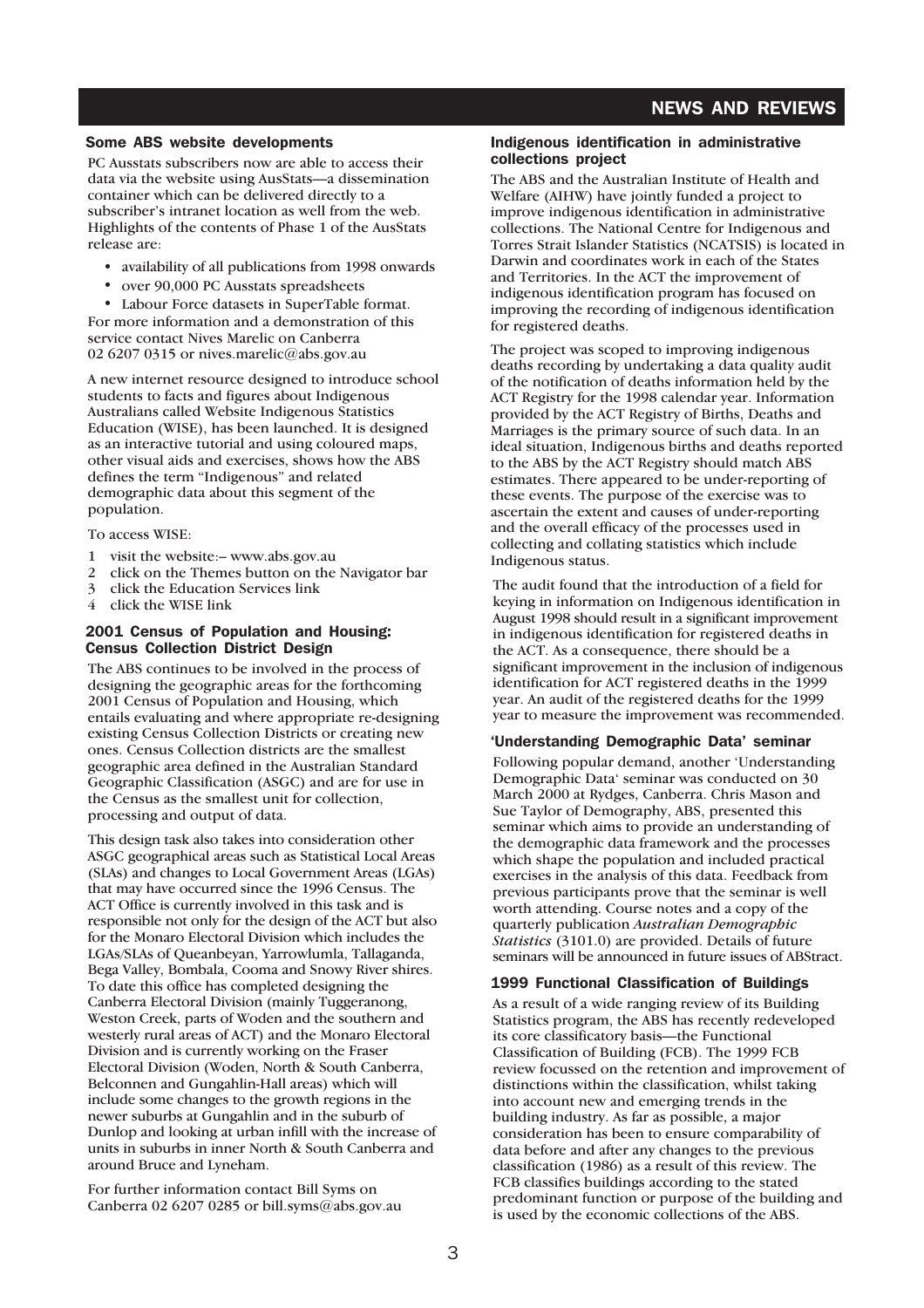## Some ABS website developments

PC Ausstats subscribers now are able to access their data via the website using AusStats—a dissemination container which can be delivered directly to a subscriber's intranet location as well from the web. Highlights of the contents of Phase 1 of the AusStats release are:

- availability of all publications from 1998 onwards
- over 90,000 PC Ausstats spreadsheets
- Labour Force datasets in SuperTable format.

For more information and a demonstration of this service contact Nives Marelic on Canberra 02 6207 0315 or nives.marelic@abs.gov.au

A new internet resource designed to introduce school students to facts and figures about Indigenous Australians called Website Indigenous Statistics Education (WISE), has been launched. It is designed as an interactive tutorial and using coloured maps, other visual aids and exercises, shows how the ABS defines the term "Indigenous" and related demographic data about this segment of the population.

To access WISE:

1. visit the website:– www.abs.gov.au
2. click on the Themes button on the Navigator bar
3. click the Education Services link
4. click the WISE link

## 2001 Census of Population and Housing: Census Collection District Design

The ABS continues to be involved in the process of designing the geographic areas for the forthcoming 2001 Census of Population and Housing, which entails evaluating and where appropriate re-designing existing Census Collection Districts or creating new ones. Census Collection districts are the smallest geographic area defined in the Australian Standard Geographic Classification (ASGC) and are for use in the Census as the smallest unit for collection, processing and output of data.

This design task also takes into consideration other ASGC geographical areas such as Statistical Local Areas (SLAs) and changes to Local Government Areas (LGAs) that may have occurred since the 1996 Census. The ACT Office is currently involved in this task and is responsible not only for the design of the ACT but also for the Monaro Electoral Division which includes the LGAs/SLAs of Queanbeyan, Yarrowlumla, Tallaganda, Bega Valley, Bombala, Cooma and Snowy River shires. To date this office has completed designing the Canberra Electoral Division (mainly Tuggeranong, Weston Creek, parts of Woden and the southern and westerly rural areas of ACT) and the Monaro Electoral Division and is currently working on the Fraser Electoral Division (Woden, North & South Canberra, Belconnen and Gungahlin-Hall areas) which will include some changes to the growth regions in the newer suburbs at Gungahlin and in the suburb of Dunlop and looking at urban infill with the increase of units in suburbs in inner North & South Canberra and around Bruce and Lyneham.

For further information contact Bill Syms on Canberra 02 6207 0285 or bill.syms@abs.gov.au

## Indigenous identification in administrative collections project

The ABS and the Australian Institute of Health and Welfare (AIHW) have jointly funded a project to improve indigenous identification in administrative collections. The National Centre for Indigenous and Torres Strait Islander Statistics (NCATSIS) is located in Darwin and coordinates work in each of the States and Territories. In the ACT the improvement of indigenous identification program has focused on improving the recording of indigenous identification for registered deaths.

The project was scoped to improving indigenous deaths recording by undertaking a data quality audit of the notification of deaths information held by the ACT Registry for the 1998 calendar year. Information provided by the ACT Registry of Births, Deaths and Marriages is the primary source of such data. In an ideal situation, Indigenous births and deaths reported to the ABS by the ACT Registry should match ABS estimates. There appeared to be under-reporting of these events. The purpose of the exercise was to ascertain the extent and causes of under-reporting and the overall efficacy of the processes used in collecting and collating statistics which include Indigenous status.

The audit found that the introduction of a field for keying in information on Indigenous identification in August 1998 should result in a significant improvement in indigenous identification for registered deaths in the ACT. As a consequence, there should be a significant improvement in the inclusion of indigenous identification for ACT registered deaths in the 1999 year. An audit of the registered deaths for the 1999 year to measure the improvement was recommended.

## 'Understanding Demographic Data' seminar

Following popular demand, another 'Understanding Demographic Data' seminar was conducted on 30 March 2000 at Rydges, Canberra. Chris Mason and Sue Taylor of Demography, ABS, presented this seminar which aims to provide an understanding of the demographic data framework and the processes which shape the population and included practical exercises in the analysis of this data. Feedback from previous participants prove that the seminar is well worth attending. Course notes and a copy of the quarterly publication *Australian Demographic Statistics* (3101.0) are provided. Details of future seminars will be announced in future issues of ABStract.

## 1999 Functional Classification of Buildings

As a result of a wide ranging review of its Building Statistics program, the ABS has recently redeveloped its core classificatory basis—the Functional Classification of Building (FCB). The 1999 FCB review focussed on the retention and improvement of distinctions within the classification, whilst taking into account new and emerging trends in the building industry. As far as possible, a major consideration has been to ensure comparability of data before and after any changes to the previous classification (1986) as a result of this review. The FCB classifies buildings according to the stated predominant function or purpose of the building and is used by the economic collections of the ABS.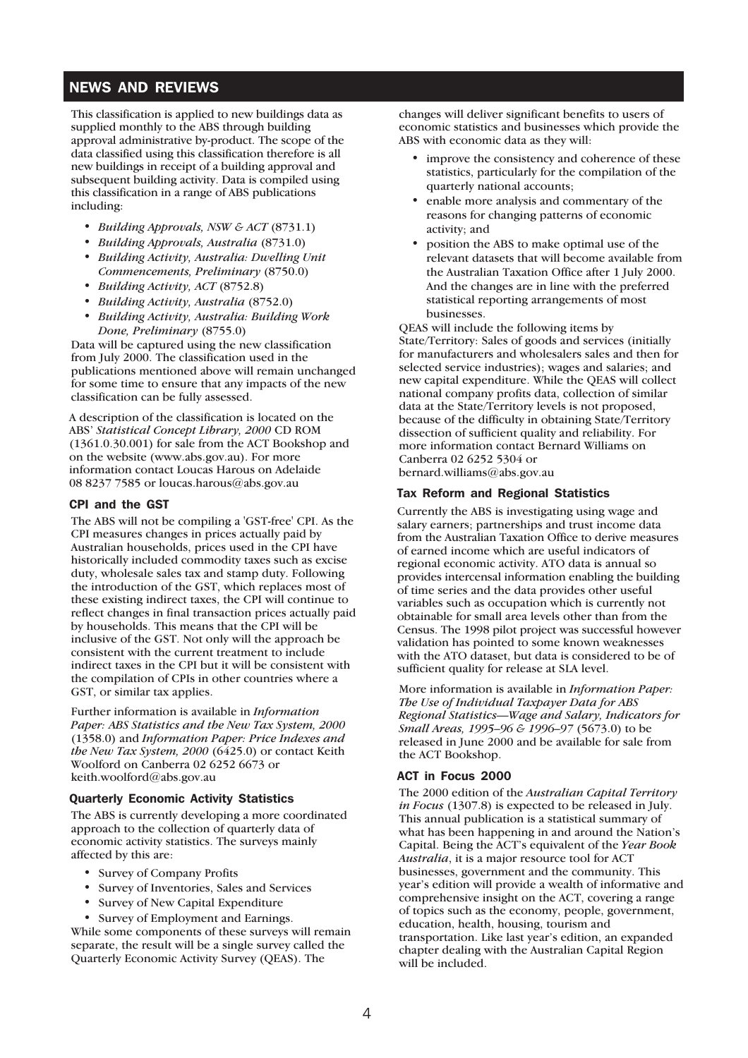## NEWS AND REVIEWS

This classification is applied to new buildings data as supplied monthly to the ABS through building approval administrative by-product. The scope of the data classified using this classification therefore is all new buildings in receipt of a building approval and subsequent building activity. Data is compiled using this classification in a range of ABS publications including:

- *Building Approvals, NSW & ACT* (8731.1)
- *Building Approvals, Australia* (8731.0)
- *Building Activity, Australia: Dwelling Unit Commencements, Preliminary* (8750.0)
- *Building Activity, ACT* (8752.8)
- *Building Activity, Australia* (8752.0)
- *Building Activity, Australia: Building Work Done, Preliminary* (8755.0)

Data will be captured using the new classification from July 2000. The classification used in the publications mentioned above will remain unchanged for some time to ensure that any impacts of the new classification can be fully assessed.

A description of the classification is located on the ABS' *Statistical Concept Library, 2000* CD ROM (1361.0.30.001) for sale from the ACT Bookshop and on the website (www.abs.gov.au). For more information contact Loucas Harous on Adelaide 08 8237 7585 or loucas.harous@abs.gov.au

### CPI and the GST

The ABS will not be compiling a 'GST-free' CPI. As the CPI measures changes in prices actually paid by Australian households, prices used in the CPI have historically included commodity taxes such as excise duty, wholesale sales tax and stamp duty. Following the introduction of the GST, which replaces most of these existing indirect taxes, the CPI will continue to reflect changes in final transaction prices actually paid by households. This means that the CPI will be inclusive of the GST. Not only will the approach be consistent with the current treatment to include indirect taxes in the CPI but it will be consistent with the compilation of CPIs in other countries where a GST, or similar tax applies.

Further information is available in *Information Paper: ABS Statistics and the New Tax System, 2000* (1358.0) and *Information Paper: Price Indexes and the New Tax System, 2000* (6425.0) or contact Keith Woolford on Canberra 02 6252 6673 or keith.woolford@abs.gov.au

### Quarterly Economic Activity Statistics

The ABS is currently developing a more coordinated approach to the collection of quarterly data of economic activity statistics. The surveys mainly affected by this are:

- Survey of Company Profits
- Survey of Inventories, Sales and Services
- Survey of New Capital Expenditure
- Survey of Employment and Earnings.

While some components of these surveys will remain separate, the result will be a single survey called the Quarterly Economic Activity Survey (QEAS). The changes will deliver significant benefits to users of economic statistics and businesses which provide the ABS with economic data as they will:

- improve the consistency and coherence of these statistics, particularly for the compilation of the quarterly national accounts;
- enable more analysis and commentary of the reasons for changing patterns of economic activity; and
- position the ABS to make optimal use of the relevant datasets that will become available from the Australian Taxation Office after 1 July 2000. And the changes are in line with the preferred statistical reporting arrangements of most businesses.

QEAS will include the following items by State/Territory: Sales of goods and services (initially for manufacturers and wholesalers sales and then for selected service industries); wages and salaries; and new capital expenditure. While the QEAS will collect national company profits data, collection of similar data at the State/Territory levels is not proposed, because of the difficulty in obtaining State/Territory dissection of sufficient quality and reliability. For more information contact Bernard Williams on Canberra 02 6252 5304 or bernard.williams@abs.gov.au

### Tax Reform and Regional Statistics

Currently the ABS is investigating using wage and salary earners; partnerships and trust income data from the Australian Taxation Office to derive measures of earned income which are useful indicators of regional economic activity. ATO data is annual so provides intercensal information enabling the building of time series and the data provides other useful variables such as occupation which is currently not obtainable for small area levels other than from the Census. The 1998 pilot project was successful however validation has pointed to some known weaknesses with the ATO dataset, but data is considered to be of sufficient quality for release at SLA level.

More information is available in *Information Paper: The Use of Individual Taxpayer Data for ABS Regional Statistics—Wage and Salary, Indicators for Small Areas, 1995–96 & 1996–97* (5673.0) to be released in June 2000 and be available for sale from the ACT Bookshop.

### ACT in Focus 2000

The 2000 edition of the *Australian Capital Territory in Focus* (1307.8) is expected to be released in July. This annual publication is a statistical summary of what has been happening in and around the Nation's Capital. Being the ACT's equivalent of the *Year Book Australia*, it is a major resource tool for ACT businesses, government and the community. This year's edition will provide a wealth of informative and comprehensive insight on the ACT, covering a range of topics such as the economy, people, government, education, health, housing, tourism and transportation. Like last year's edition, an expanded chapter dealing with the Australian Capital Region will be included.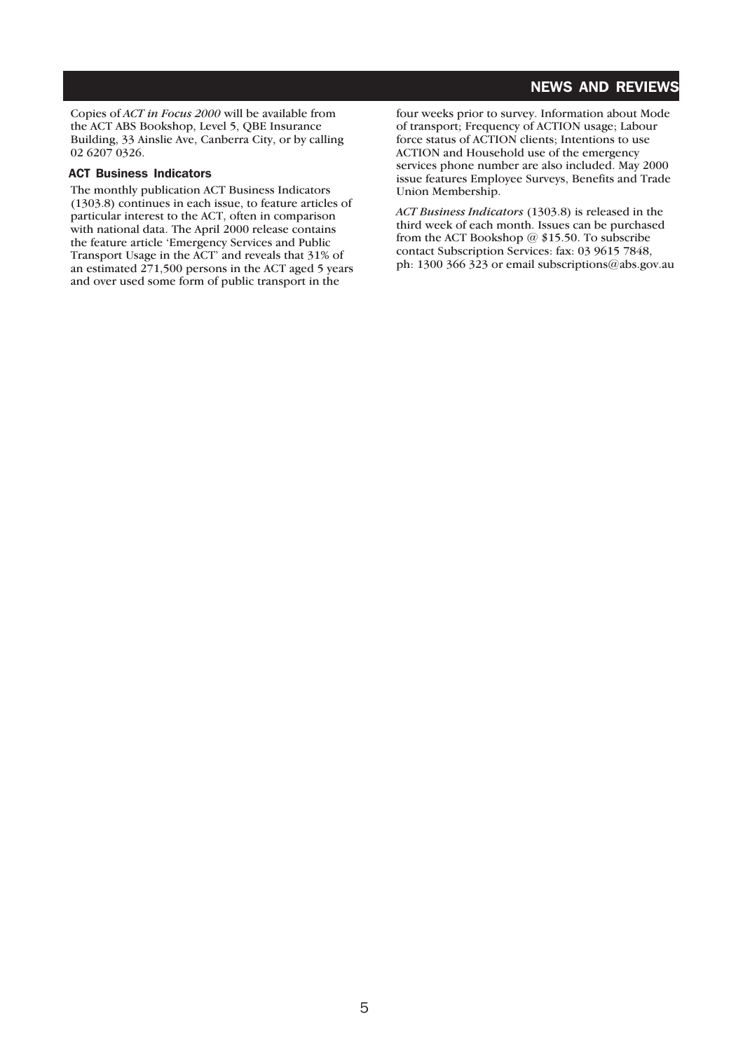Copies of *ACT in Focus 2000* will be available from the ACT ABS Bookshop, Level 5, QBE Insurance Building, 33 Ainslie Ave, Canberra City, or by calling 02 6207 0326.

### ACT Business Indicators

The monthly publication ACT Business Indicators (1303.8) continues in each issue, to feature articles of particular interest to the ACT, often in comparison with national data. The April 2000 release contains the feature article 'Emergency Services and Public Transport Usage in the ACT' and reveals that 31% of an estimated 271,500 persons in the ACT aged 5 years and over used some form of public transport in the four weeks prior to survey. Information about Mode of transport; Frequency of ACTION usage; Labour force status of ACTION clients; Intentions to use ACTION and Household use of the emergency services phone number are also included. May 2000 issue features Employee Surveys, Benefits and Trade Union Membership.

*ACT Business Indicators* (1303.8) is released in the third week of each month. Issues can be purchased from the ACT Bookshop @ $15.50. To subscribe contact Subscription Services: fax: 03 9615 7848, ph: 1300 366 323 or email subscriptions@abs.gov.au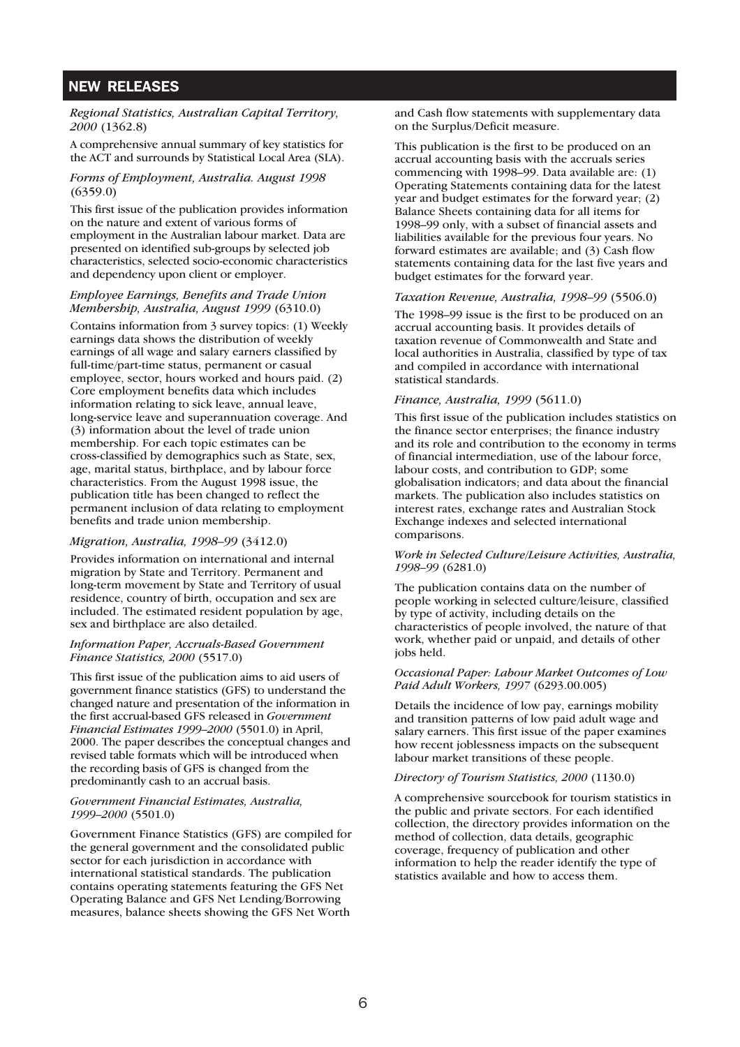## NEW RELEASES

*Regional Statistics, Australian Capital Territory, 2000* (1362.8)

A comprehensive annual summary of key statistics for the ACT and surrounds by Statistical Local Area (SLA).

*Forms of Employment, Australia. August 1998* (6359.0)

This first issue of the publication provides information on the nature and extent of various forms of employment in the Australian labour market. Data are presented on identified sub-groups by selected job characteristics, selected socio-economic characteristics and dependency upon client or employer.

*Employee Earnings, Benefits and Trade Union Membership, Australia, August 1999* (6310.0)

Contains information from 3 survey topics: (1) Weekly earnings data shows the distribution of weekly earnings of all wage and salary earners classified by full-time/part-time status, permanent or casual employee, sector, hours worked and hours paid. (2) Core employment benefits data which includes information relating to sick leave, annual leave, long-service leave and superannuation coverage. And (3) information about the level of trade union membership. For each topic estimates can be cross-classified by demographics such as State, sex, age, marital status, birthplace, and by labour force characteristics. From the August 1998 issue, the publication title has been changed to reflect the permanent inclusion of data relating to employment benefits and trade union membership.

*Migration, Australia, 1998–99* (3412.0)

Provides information on international and internal migration by State and Territory. Permanent and long-term movement by State and Territory of usual residence, country of birth, occupation and sex are included. The estimated resident population by age, sex and birthplace are also detailed.

*Information Paper, Accruals-Based Government Finance Statistics, 2000* (5517.0)

This first issue of the publication aims to aid users of government finance statistics (GFS) to understand the changed nature and presentation of the information in the first accrual-based GFS released in *Government Financial Estimates 1999–2000* (5501.0) in April, 2000. The paper describes the conceptual changes and revised table formats which will be introduced when the recording basis of GFS is changed from the predominantly cash to an accrual basis.

*Government Financial Estimates, Australia, 1999–2000* (5501.0)

Government Finance Statistics (GFS) are compiled for the general government and the consolidated public sector for each jurisdiction in accordance with international statistical standards. The publication contains operating statements featuring the GFS Net Operating Balance and GFS Net Lending/Borrowing measures, balance sheets showing the GFS Net Worth and Cash flow statements with supplementary data on the Surplus/Deficit measure.

This publication is the first to be produced on an accrual accounting basis with the accruals series commencing with 1998–99. Data available are: (1) Operating Statements containing data for the latest year and budget estimates for the forward year; (2) Balance Sheets containing data for all items for 1998–99 only, with a subset of financial assets and liabilities available for the previous four years. No forward estimates are available; and (3) Cash flow statements containing data for the last five years and budget estimates for the forward year.

*Taxation Revenue, Australia, 1998–99* (5506.0)

The 1998–99 issue is the first to be produced on an accrual accounting basis. It provides details of taxation revenue of Commonwealth and State and local authorities in Australia, classified by type of tax and compiled in accordance with international statistical standards.

*Finance, Australia, 1999* (5611.0)

This first issue of the publication includes statistics on the finance sector enterprises; the finance industry and its role and contribution to the economy in terms of financial intermediation, use of the labour force, labour costs, and contribution to GDP; some globalisation indicators; and data about the financial markets. The publication also includes statistics on interest rates, exchange rates and Australian Stock Exchange indexes and selected international comparisons.

*Work in Selected Culture/Leisure Activities, Australia, 1998–99* (6281.0)

The publication contains data on the number of people working in selected culture/leisure, classified by type of activity, including details on the characteristics of people involved, the nature of that work, whether paid or unpaid, and details of other jobs held.

*Occasional Paper: Labour Market Outcomes of Low Paid Adult Workers, 1997* (6293.00.005)

Details the incidence of low pay, earnings mobility and transition patterns of low paid adult wage and salary earners. This first issue of the paper examines how recent joblessness impacts on the subsequent labour market transitions of these people.

*Directory of Tourism Statistics, 2000* (1130.0)

A comprehensive sourcebook for tourism statistics in the public and private sectors. For each identified collection, the directory provides information on the method of collection, data details, geographic coverage, frequency of publication and other information to help the reader identify the type of statistics available and how to access them.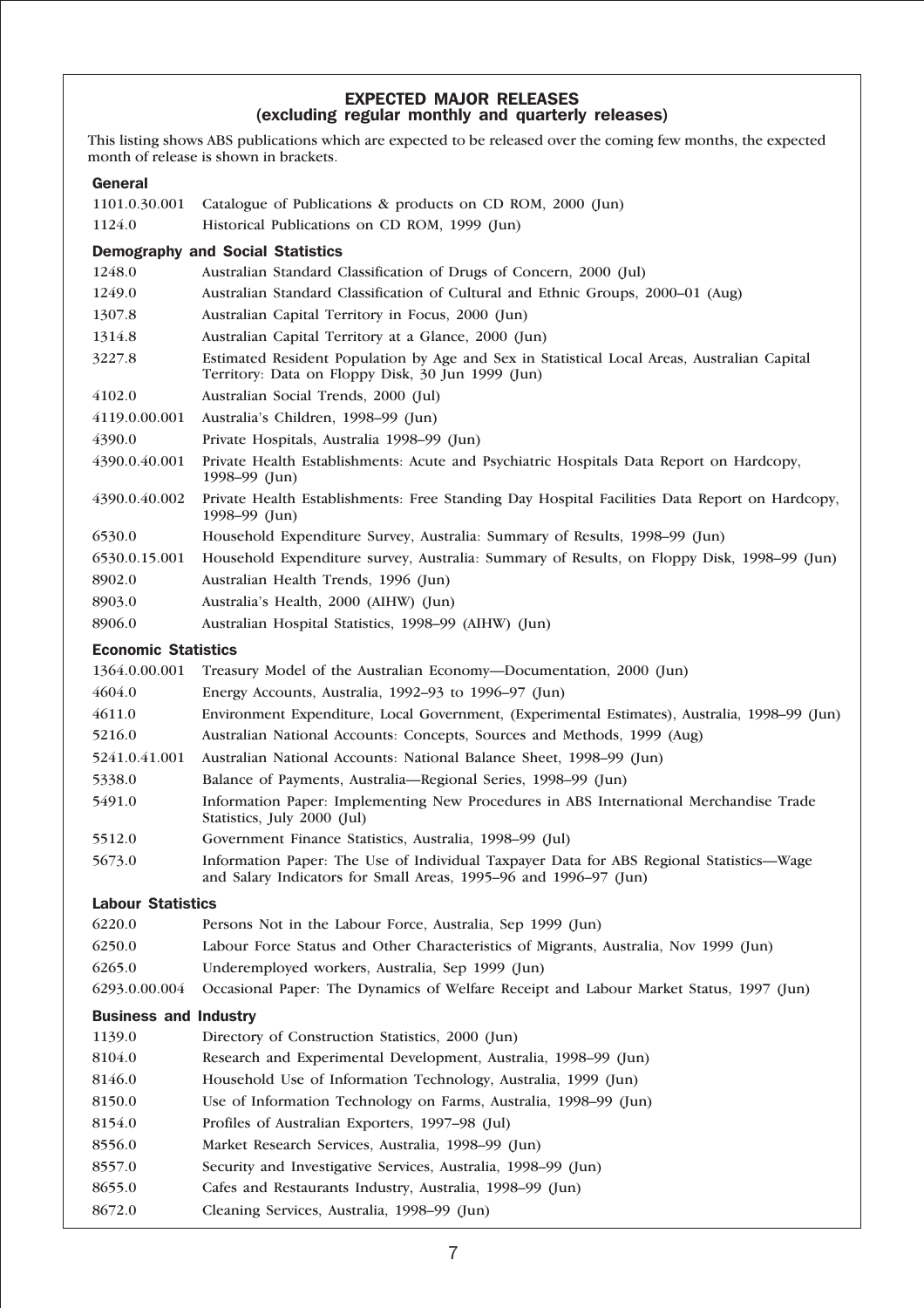## EXPECTED MAJOR RELEASES
### (excluding regular monthly and quarterly releases)

This listing shows ABS publications which are expected to be released over the coming few months, the expected month of release is shown in brackets.

**General**

| | |
|---|---|
| 1101.0.30.001 | Catalogue of Publications & products on CD ROM, 2000 (Jun) |
| 1124.0 | Historical Publications on CD ROM, 1999 (Jun) |

**Demography and Social Statistics**

| | |
|---|---|
| 1248.0 | Australian Standard Classification of Drugs of Concern, 2000 (Jul) |
| 1249.0 | Australian Standard Classification of Cultural and Ethnic Groups, 2000–01 (Aug) |
| 1307.8 | Australian Capital Territory in Focus, 2000 (Jun) |
| 1314.8 | Australian Capital Territory at a Glance, 2000 (Jun) |
| 3227.8 | Estimated Resident Population by Age and Sex in Statistical Local Areas, Australian Capital Territory: Data on Floppy Disk, 30 Jun 1999 (Jun) |
| 4102.0 | Australian Social Trends, 2000 (Jul) |
| 4119.0.00.001 | Australia's Children, 1998–99 (Jun) |
| 4390.0 | Private Hospitals, Australia 1998–99 (Jun) |
| 4390.0.40.001 | Private Health Establishments: Acute and Psychiatric Hospitals Data Report on Hardcopy, 1998–99 (Jun) |
| 4390.0.40.002 | Private Health Establishments: Free Standing Day Hospital Facilities Data Report on Hardcopy, 1998–99 (Jun) |
| 6530.0 | Household Expenditure Survey, Australia: Summary of Results, 1998–99 (Jun) |
| 6530.0.15.001 | Household Expenditure survey, Australia: Summary of Results, on Floppy Disk, 1998–99 (Jun) |
| 8902.0 | Australian Health Trends, 1996 (Jun) |
| 8903.0 | Australia's Health, 2000 (AIHW) (Jun) |
| 8906.0 | Australian Hospital Statistics, 1998–99 (AIHW) (Jun) |

**Economic Statistics**

| | |
|---|---|
| 1364.0.00.001 | Treasury Model of the Australian Economy—Documentation, 2000 (Jun) |
| 4604.0 | Energy Accounts, Australia, 1992–93 to 1996–97 (Jun) |
| 4611.0 | Environment Expenditure, Local Government, (Experimental Estimates), Australia, 1998–99 (Jun) |
| 5216.0 | Australian National Accounts: Concepts, Sources and Methods, 1999 (Aug) |
| 5241.0.41.001 | Australian National Accounts: National Balance Sheet, 1998–99 (Jun) |
| 5338.0 | Balance of Payments, Australia—Regional Series, 1998–99 (Jun) |
| 5491.0 | Information Paper: Implementing New Procedures in ABS International Merchandise Trade Statistics, July 2000 (Jul) |
| 5512.0 | Government Finance Statistics, Australia, 1998–99 (Jul) |
| 5673.0 | Information Paper: The Use of Individual Taxpayer Data for ABS Regional Statistics—Wage and Salary Indicators for Small Areas, 1995–96 and 1996–97 (Jun) |

**Labour Statistics**

| | |
|---|---|
| 6220.0 | Persons Not in the Labour Force, Australia, Sep 1999 (Jun) |
| 6250.0 | Labour Force Status and Other Characteristics of Migrants, Australia, Nov 1999 (Jun) |
| 6265.0 | Underemployed workers, Australia, Sep 1999 (Jun) |
| 6293.0.00.004 | Occasional Paper: The Dynamics of Welfare Receipt and Labour Market Status, 1997 (Jun) |

**Business and Industry**

| | |
|---|---|
| 1139.0 | Directory of Construction Statistics, 2000 (Jun) |
| 8104.0 | Research and Experimental Development, Australia, 1998–99 (Jun) |
| 8146.0 | Household Use of Information Technology, Australia, 1999 (Jun) |
| 8150.0 | Use of Information Technology on Farms, Australia, 1998–99 (Jun) |
| 8154.0 | Profiles of Australian Exporters, 1997–98 (Jul) |
| 8556.0 | Market Research Services, Australia, 1998–99 (Jun) |
| 8557.0 | Security and Investigative Services, Australia, 1998–99 (Jun) |
| 8655.0 | Cafes and Restaurants Industry, Australia, 1998–99 (Jun) |
| 8672.0 | Cleaning Services, Australia, 1998–99 (Jun) |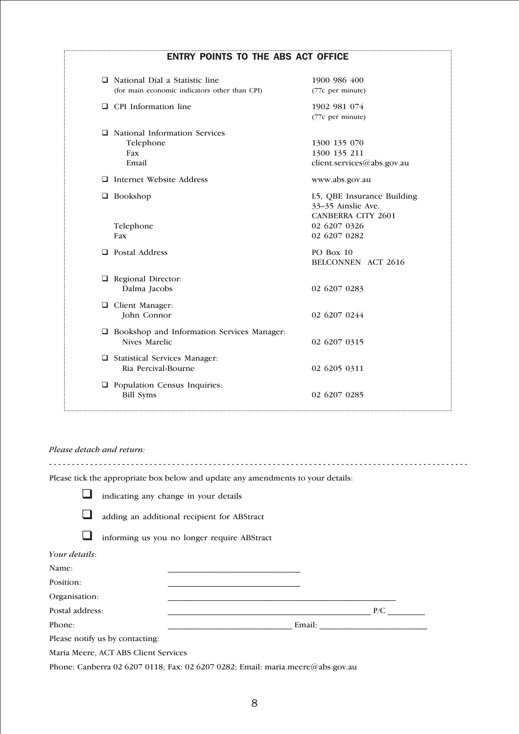## ENTRY POINTS TO THE ABS ACT OFFICE

| | |
|---|---|
| ❑ National Dial a Statistic line<br>(for main economic indicators other than CPI) | 1900 986 400<br>(77c per minute) |
| ❑ CPI Information line | 1902 981 074<br>(77c per minute) |
| ❑ National Information Services | |
| Telephone | 1300 135 070 |
| Fax | 1300 135 211 |
| Email | client.services@abs.gov.au |
| ❑ Internet Website Address | www.abs.gov.au |
| ❑ Bookshop | L5, QBE Insurance Building<br>33–35 Ainslie Ave.<br>CANBERRA CITY 2601 |
| Telephone | 02 6207 0326 |
| Fax | 02 6207 0282 |
| ❑ Postal Address | PO Box 10<br>BELCONNEN ACT 2616 |
| ❑ Regional Director:<br>Dalma Jacobs | 02 6207 0283 |
| ❑ Client Manager:<br>John Connor | 02 6207 0244 |
| ❑ Bookshop and Information Services Manager:<br>Nives Marelic | 02 6207 0315 |
| ❑ Statistical Services Manager:<br>Ria Percival-Bourne | 02 6205 0311 |
| ❑ Population Census Inquiries:<br>Bill Syms | 02 6207 0285 |

*Please detach and return:*

- - - - - - - - - - - - - - - - - - - - - - - - - - - - - - - - - - - - - - - - - - - - - - - -

Please tick the appropriate box below and update any amendments to your details:

❑ indicating any change in your details

❑ adding an additional recipient for ABStract

❑ informing us you no longer require ABStract

*Your details*:

Name: ______________________________

Position: ______________________________

Organisation: ____________________________________________________

Postal address: ______________________________________________ P/C ________

Phone: ____________________________ Email: ________________________

Please notify us by contacting:

Maria Meere, ACT ABS Client Services

Phone: Canberra 02 6207 0118; Fax: 02 6207 0282; Email: maria.meere@abs.gov.au